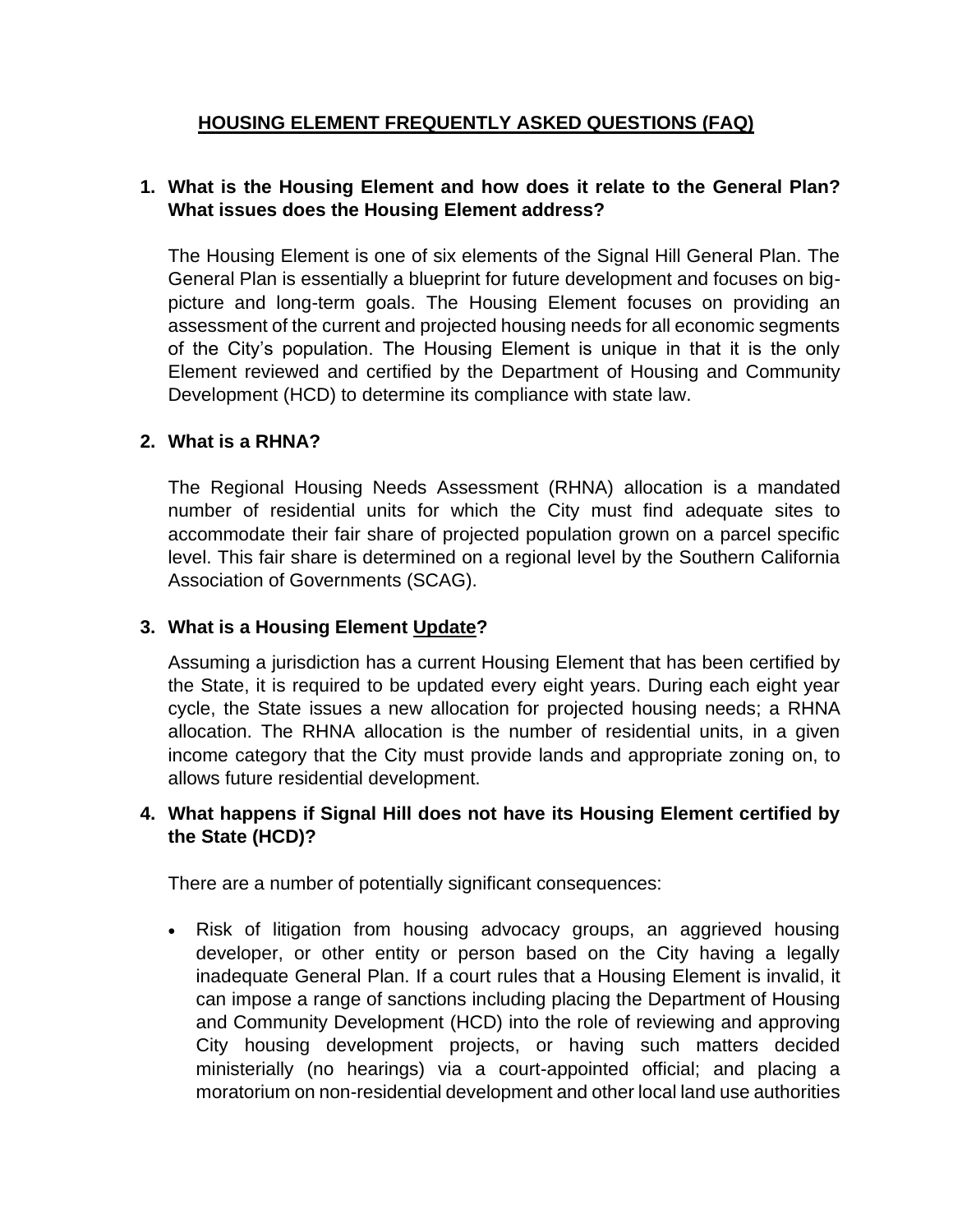# HOUSING ELEMENT FREQUENTLY ASKED QUESTIONS (FAQ)

**1. What is the Housing Element and how does it relate to the General Plan? What issues does the Housing Element address?**

The Housing Element is one of six elements of the Signal Hill General Plan. The General Plan is essentially a blueprint for future development and focuses on big-picture and long-term goals. The Housing Element focuses on providing an assessment of the current and projected housing needs for all economic segments of the City's population. The Housing Element is unique in that it is the only Element reviewed and certified by the Department of Housing and Community Development (HCD) to determine its compliance with state law.

**2. What is a RHNA?**

The Regional Housing Needs Assessment (RHNA) allocation is a mandated number of residential units for which the City must find adequate sites to accommodate their fair share of projected population grown on a parcel specific level. This fair share is determined on a regional level by the Southern California Association of Governments (SCAG).

**3. What is a Housing Element <u>Update</u>?**

Assuming a jurisdiction has a current Housing Element that has been certified by the State, it is required to be updated every eight years. During each eight year cycle, the State issues a new allocation for projected housing needs; a RHNA allocation. The RHNA allocation is the number of residential units, in a given income category that the City must provide lands and appropriate zoning on, to allows future residential development.

**4. What happens if Signal Hill does not have its Housing Element certified by the State (HCD)?**

There are a number of potentially significant consequences:

- Risk of litigation from housing advocacy groups, an aggrieved housing developer, or other entity or person based on the City having a legally inadequate General Plan. If a court rules that a Housing Element is invalid, it can impose a range of sanctions including placing the Department of Housing and Community Development (HCD) into the role of reviewing and approving City housing development projects, or having such matters decided ministerially (no hearings) via a court-appointed official; and placing a moratorium on non-residential development and other local land use authorities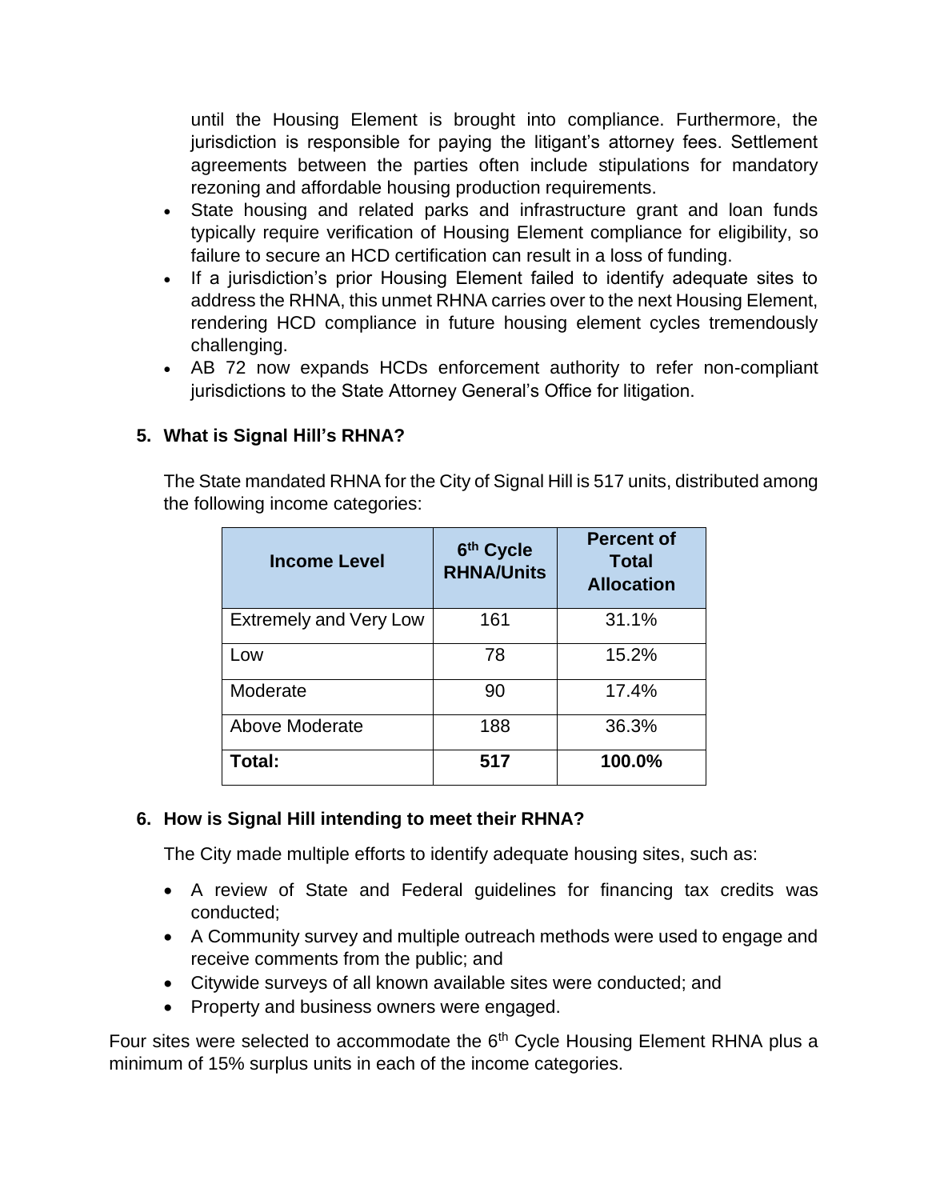until the Housing Element is brought into compliance. Furthermore, the jurisdiction is responsible for paying the litigant's attorney fees. Settlement agreements between the parties often include stipulations for mandatory rezoning and affordable housing production requirements.

- State housing and related parks and infrastructure grant and loan funds typically require verification of Housing Element compliance for eligibility, so failure to secure an HCD certification can result in a loss of funding.
- If a jurisdiction's prior Housing Element failed to identify adequate sites to address the RHNA, this unmet RHNA carries over to the next Housing Element, rendering HCD compliance in future housing element cycles tremendously challenging.
- AB 72 now expands HCDs enforcement authority to refer non-compliant jurisdictions to the State Attorney General's Office for litigation.

## 5. What is Signal Hill's RHNA?

The State mandated RHNA for the City of Signal Hill is 517 units, distributed among the following income categories:

| Income Level | 6th Cycle RHNA/Units | Percent of Total Allocation |
|---|---|---|
| Extremely and Very Low | 161 | 31.1% |
| Low | 78 | 15.2% |
| Moderate | 90 | 17.4% |
| Above Moderate | 188 | 36.3% |
| **Total:** | **517** | **100.0%** |

## 6. How is Signal Hill intending to meet their RHNA?

The City made multiple efforts to identify adequate housing sites, such as:

- A review of State and Federal guidelines for financing tax credits was conducted;
- A Community survey and multiple outreach methods were used to engage and receive comments from the public; and
- Citywide surveys of all known available sites were conducted; and
- Property and business owners were engaged.

Four sites were selected to accommodate the 6th Cycle Housing Element RHNA plus a minimum of 15% surplus units in each of the income categories.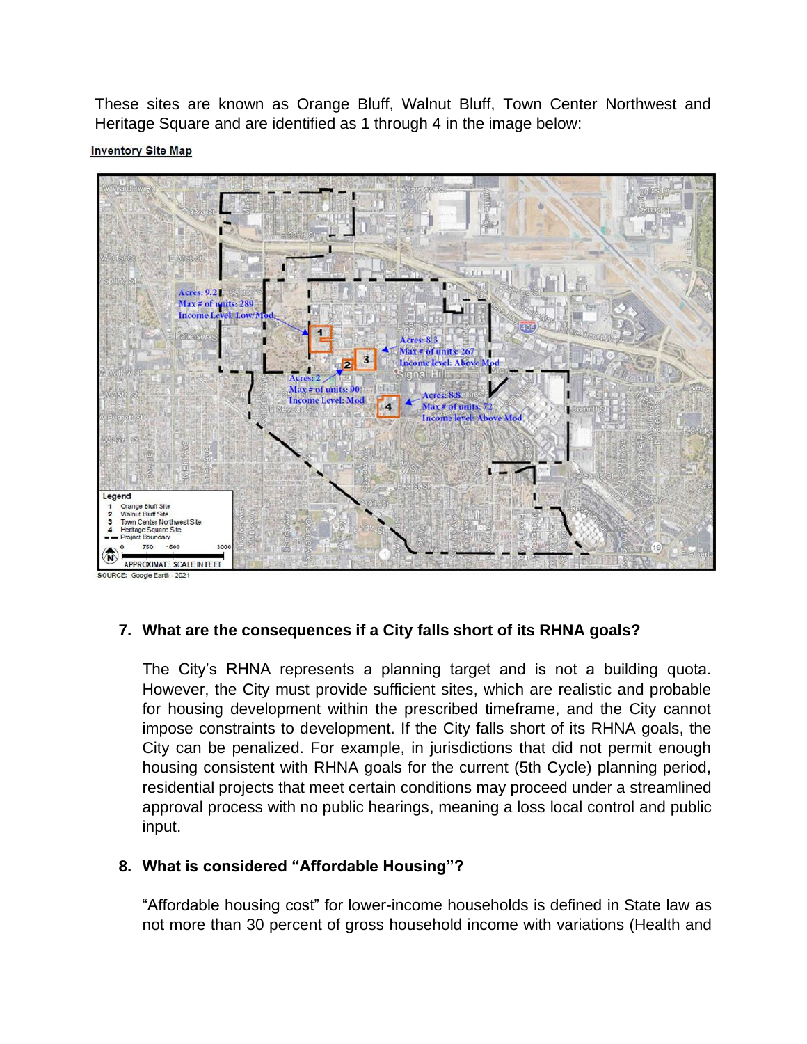These sites are known as Orange Bluff, Walnut Bluff, Town Center Northwest and Heritage Square and are identified as 1 through 4 in the image below:

**Inventory Site Map**

SOURCE: Google Earth - 2021

### 7. What are the consequences if a City falls short of its RHNA goals?

The City's RHNA represents a planning target and is not a building quota. However, the City must provide sufficient sites, which are realistic and probable for housing development within the prescribed timeframe, and the City cannot impose constraints to development. If the City falls short of its RHNA goals, the City can be penalized. For example, in jurisdictions that did not permit enough housing consistent with RHNA goals for the current (5th Cycle) planning period, residential projects that meet certain conditions may proceed under a streamlined approval process with no public hearings, meaning a loss local control and public input.

### 8. What is considered "Affordable Housing"?

"Affordable housing cost" for lower-income households is defined in State law as not more than 30 percent of gross household income with variations (Health and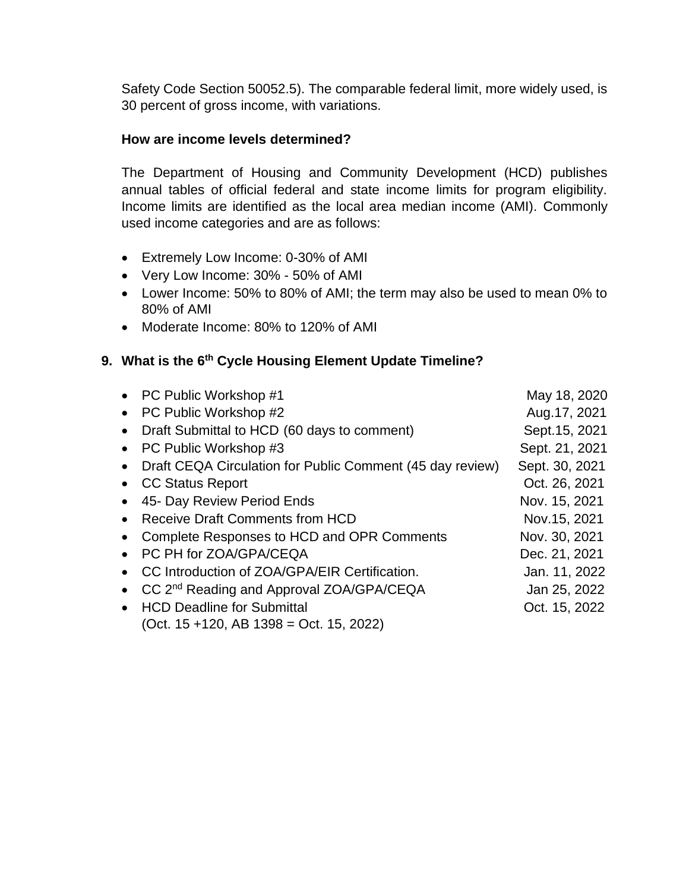Safety Code Section 50052.5). The comparable federal limit, more widely used, is 30 percent of gross income, with variations.

**How are income levels determined?**

The Department of Housing and Community Development (HCD) publishes annual tables of official federal and state income limits for program eligibility. Income limits are identified as the local area median income (AMI). Commonly used income categories and are as follows:

- Extremely Low Income: 0-30% of AMI
- Very Low Income: 30% - 50% of AMI
- Lower Income: 50% to 80% of AMI; the term may also be used to mean 0% to 80% of AMI
- Moderate Income: 80% to 120% of AMI

## 9. What is the 6th Cycle Housing Element Update Timeline?

- PC Public Workshop #1 — May 18, 2020
- PC Public Workshop #2 — Aug.17, 2021
- Draft Submittal to HCD (60 days to comment) — Sept.15, 2021
- PC Public Workshop #3 — Sept. 21, 2021
- Draft CEQA Circulation for Public Comment (45 day review) — Sept. 30, 2021
- CC Status Report — Oct. 26, 2021
- 45- Day Review Period Ends — Nov. 15, 2021
- Receive Draft Comments from HCD — Nov.15, 2021
- Complete Responses to HCD and OPR Comments — Nov. 30, 2021
- PC PH for ZOA/GPA/CEQA — Dec. 21, 2021
- CC Introduction of ZOA/GPA/EIR Certification. — Jan. 11, 2022
- CC 2nd Reading and Approval ZOA/GPA/CEQA — Jan 25, 2022
- HCD Deadline for Submittal (Oct. 15 +120, AB 1398 = Oct. 15, 2022) — Oct. 15, 2022